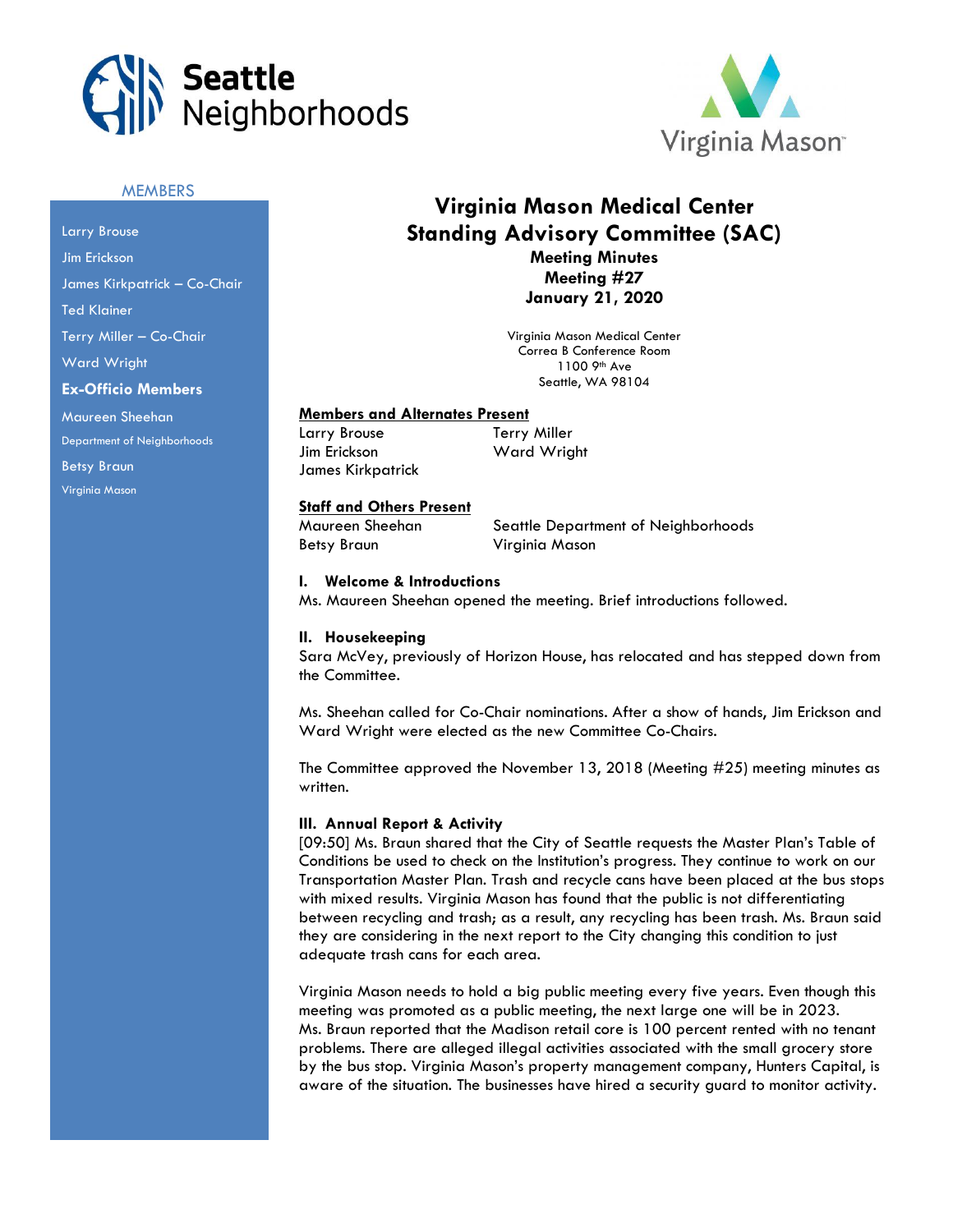Seattle Neighborhoods

Virginia Mason

**MEMBERS**

Larry Brouse

Jim Erickson

James Kirkpatrick – Co-Chair

Ted Klainer

Terry Miller – Co-Chair

Ward Wright

**Ex-Officio Members**

Maureen Sheehan
Department of Neighborhoods

Betsy Braun
Virginia Mason

# Virginia Mason Medical Center Standing Advisory Committee (SAC)

## Meeting Minutes
## Meeting #27
## January 21, 2020

Virginia Mason Medical Center
Correa B Conference Room
1100 9th Ave
Seattle, WA 98104

**Members and Alternates Present**

| | |
|---|---|
| Larry Brouse | Terry Miller |
| Jim Erickson | Ward Wright |
| James Kirkpatrick | |

**Staff and Others Present**

| | |
|---|---|
| Maureen Sheehan | Seattle Department of Neighborhoods |
| Betsy Braun | Virginia Mason |

### I. Welcome & Introductions

Ms. Maureen Sheehan opened the meeting. Brief introductions followed.

### II. Housekeeping

Sara McVey, previously of Horizon House, has relocated and has stepped down from the Committee.

Ms. Sheehan called for Co-Chair nominations. After a show of hands, Jim Erickson and Ward Wright were elected as the new Committee Co-Chairs.

The Committee approved the November 13, 2018 (Meeting #25) meeting minutes as written.

### III. Annual Report & Activity

[09:50] Ms. Braun shared that the City of Seattle requests the Master Plan's Table of Conditions be used to check on the Institution's progress. They continue to work on our Transportation Master Plan. Trash and recycle cans have been placed at the bus stops with mixed results. Virginia Mason has found that the public is not differentiating between recycling and trash; as a result, any recycling has been trash. Ms. Braun said they are considering in the next report to the City changing this condition to just adequate trash cans for each area.

Virginia Mason needs to hold a big public meeting every five years. Even though this meeting was promoted as a public meeting, the next large one will be in 2023. Ms. Braun reported that the Madison retail core is 100 percent rented with no tenant problems. There are alleged illegal activities associated with the small grocery store by the bus stop. Virginia Mason's property management company, Hunters Capital, is aware of the situation. The businesses have hired a security guard to monitor activity.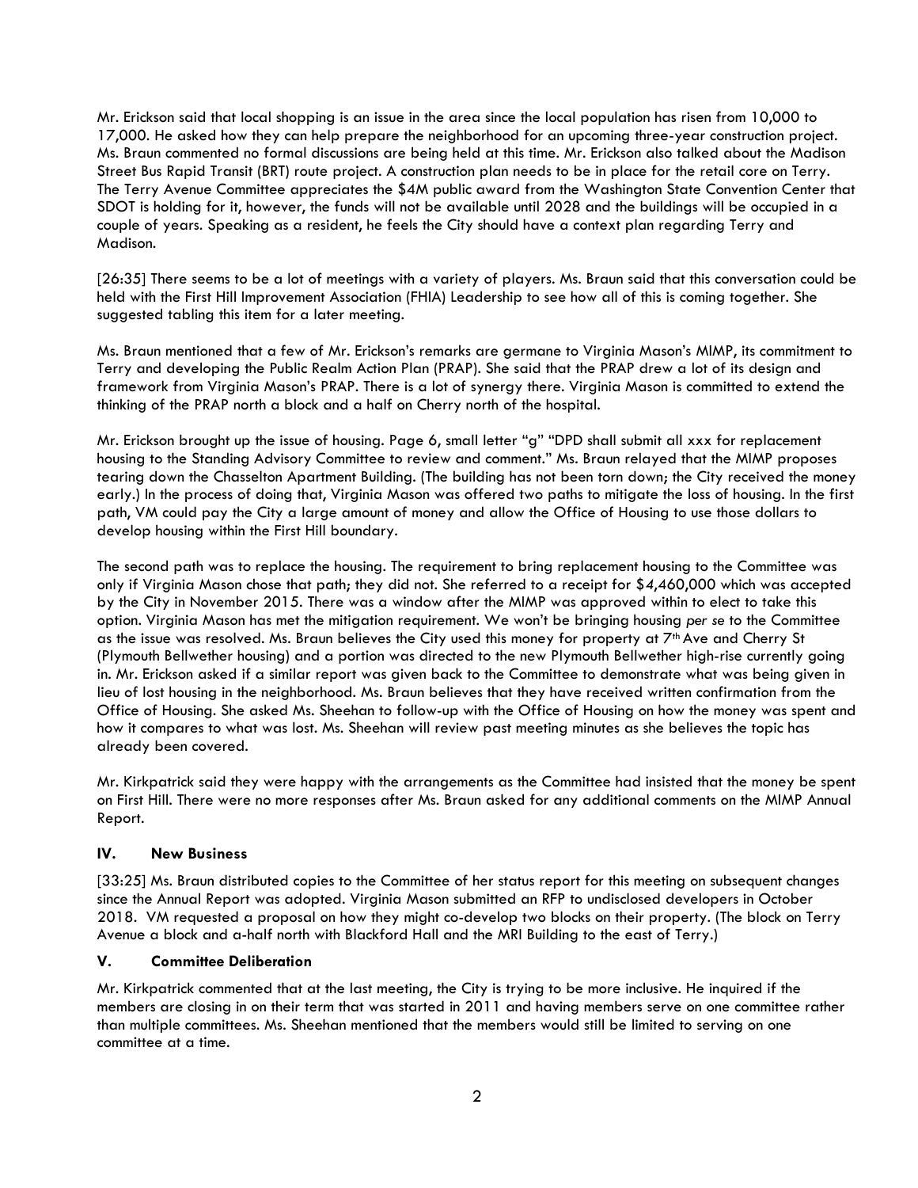Mr. Erickson said that local shopping is an issue in the area since the local population has risen from 10,000 to 17,000. He asked how they can help prepare the neighborhood for an upcoming three-year construction project. Ms. Braun commented no formal discussions are being held at this time. Mr. Erickson also talked about the Madison Street Bus Rapid Transit (BRT) route project. A construction plan needs to be in place for the retail core on Terry. The Terry Avenue Committee appreciates the $4M public award from the Washington State Convention Center that SDOT is holding for it, however, the funds will not be available until 2028 and the buildings will be occupied in a couple of years. Speaking as a resident, he feels the City should have a context plan regarding Terry and Madison.

[26:35] There seems to be a lot of meetings with a variety of players. Ms. Braun said that this conversation could be held with the First Hill Improvement Association (FHIA) Leadership to see how all of this is coming together. She suggested tabling this item for a later meeting.

Ms. Braun mentioned that a few of Mr. Erickson's remarks are germane to Virginia Mason's MIMP, its commitment to Terry and developing the Public Realm Action Plan (PRAP). She said that the PRAP drew a lot of its design and framework from Virginia Mason's PRAP. There is a lot of synergy there. Virginia Mason is committed to extend the thinking of the PRAP north a block and a half on Cherry north of the hospital.

Mr. Erickson brought up the issue of housing. Page 6, small letter "g" "DPD shall submit all xxx for replacement housing to the Standing Advisory Committee to review and comment." Ms. Braun relayed that the MIMP proposes tearing down the Chasselton Apartment Building. (The building has not been torn down; the City received the money early.) In the process of doing that, Virginia Mason was offered two paths to mitigate the loss of housing. In the first path, VM could pay the City a large amount of money and allow the Office of Housing to use those dollars to develop housing within the First Hill boundary.

The second path was to replace the housing. The requirement to bring replacement housing to the Committee was only if Virginia Mason chose that path; they did not. She referred to a receipt for $4,460,000 which was accepted by the City in November 2015. There was a window after the MIMP was approved within to elect to take this option. Virginia Mason has met the mitigation requirement. We won't be bringing housing *per se* to the Committee as the issue was resolved. Ms. Braun believes the City used this money for property at 7th Ave and Cherry St (Plymouth Bellwether housing) and a portion was directed to the new Plymouth Bellwether high-rise currently going in. Mr. Erickson asked if a similar report was given back to the Committee to demonstrate what was being given in lieu of lost housing in the neighborhood. Ms. Braun believes that they have received written confirmation from the Office of Housing. She asked Ms. Sheehan to follow-up with the Office of Housing on how the money was spent and how it compares to what was lost. Ms. Sheehan will review past meeting minutes as she believes the topic has already been covered.

Mr. Kirkpatrick said they were happy with the arrangements as the Committee had insisted that the money be spent on First Hill. There were no more responses after Ms. Braun asked for any additional comments on the MIMP Annual Report.

## IV. New Business

[33:25] Ms. Braun distributed copies to the Committee of her status report for this meeting on subsequent changes since the Annual Report was adopted. Virginia Mason submitted an RFP to undisclosed developers in October 2018. VM requested a proposal on how they might co-develop two blocks on their property. (The block on Terry Avenue a block and a-half north with Blackford Hall and the MRI Building to the east of Terry.)

## V. Committee Deliberation

Mr. Kirkpatrick commented that at the last meeting, the City is trying to be more inclusive. He inquired if the members are closing in on their term that was started in 2011 and having members serve on one committee rather than multiple committees. Ms. Sheehan mentioned that the members would still be limited to serving on one committee at a time.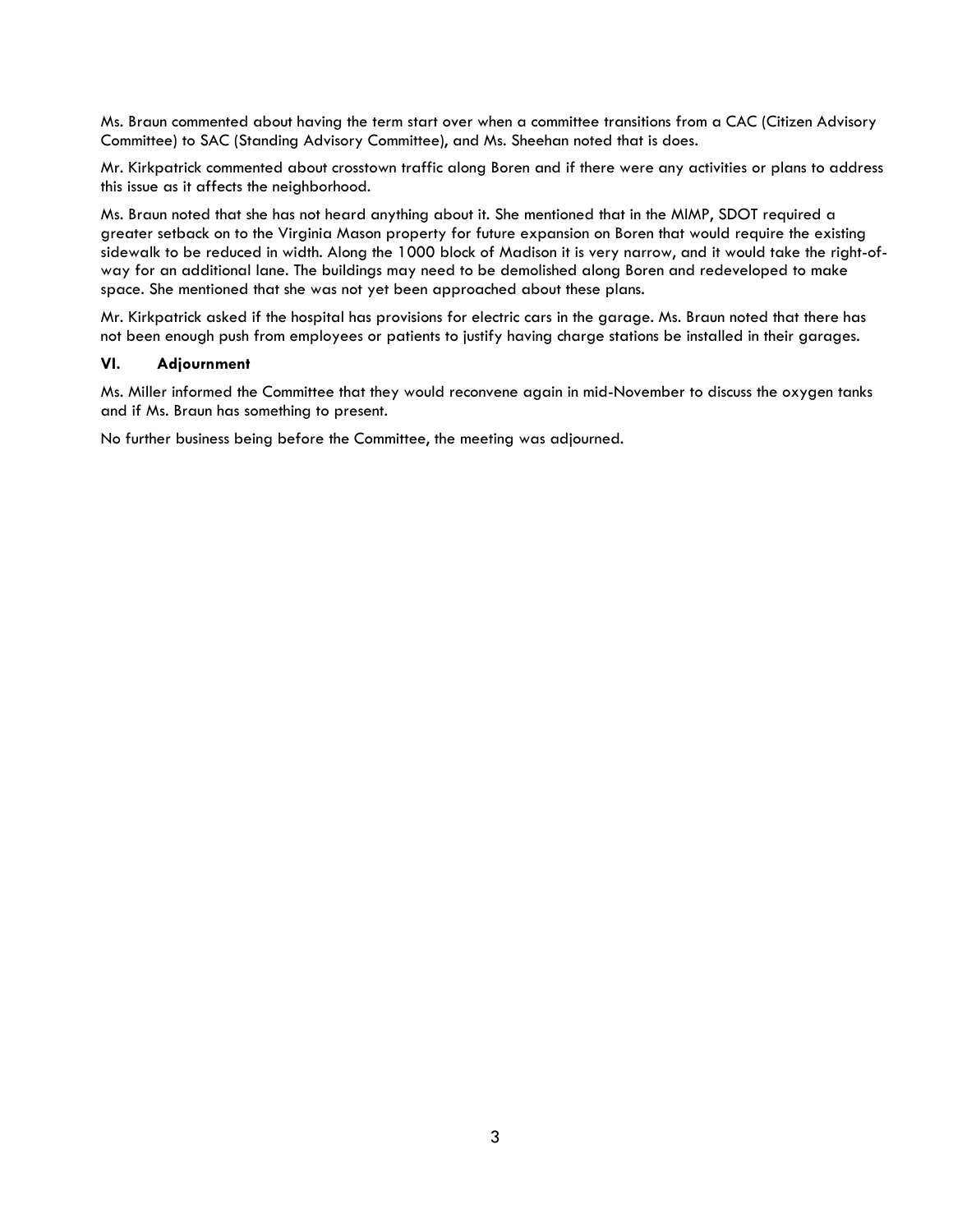Ms. Braun commented about having the term start over when a committee transitions from a CAC (Citizen Advisory Committee) to SAC (Standing Advisory Committee), and Ms. Sheehan noted that is does.

Mr. Kirkpatrick commented about crosstown traffic along Boren and if there were any activities or plans to address this issue as it affects the neighborhood.

Ms. Braun noted that she has not heard anything about it. She mentioned that in the MIMP, SDOT required a greater setback on to the Virginia Mason property for future expansion on Boren that would require the existing sidewalk to be reduced in width. Along the 1000 block of Madison it is very narrow, and it would take the right-of-way for an additional lane. The buildings may need to be demolished along Boren and redeveloped to make space. She mentioned that she was not yet been approached about these plans.

Mr. Kirkpatrick asked if the hospital has provisions for electric cars in the garage. Ms. Braun noted that there has not been enough push from employees or patients to justify having charge stations be installed in their garages.

### VI. Adjournment

Ms. Miller informed the Committee that they would reconvene again in mid-November to discuss the oxygen tanks and if Ms. Braun has something to present.

No further business being before the Committee, the meeting was adjourned.